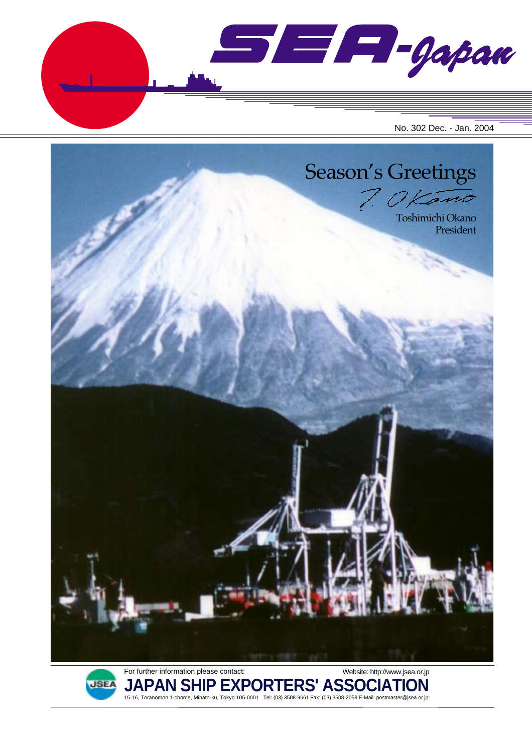# SEA-Japan

No. 302 Dec. - Jan. 2004

## Season's Greetings

T. Okano

Toshimichi Okano
President

For further information please contact:

Website: http://www.jsea.or.jp

**JAPAN SHIP EXPORTERS' ASSOCIATION**

15-16, Toranomon 1-chome, Minato-ku, Tokyo 105-0001 Tel: (03) 3508-9661 Fax: (03) 3508-2058 E-Mail: postmaster@jsea.or.jp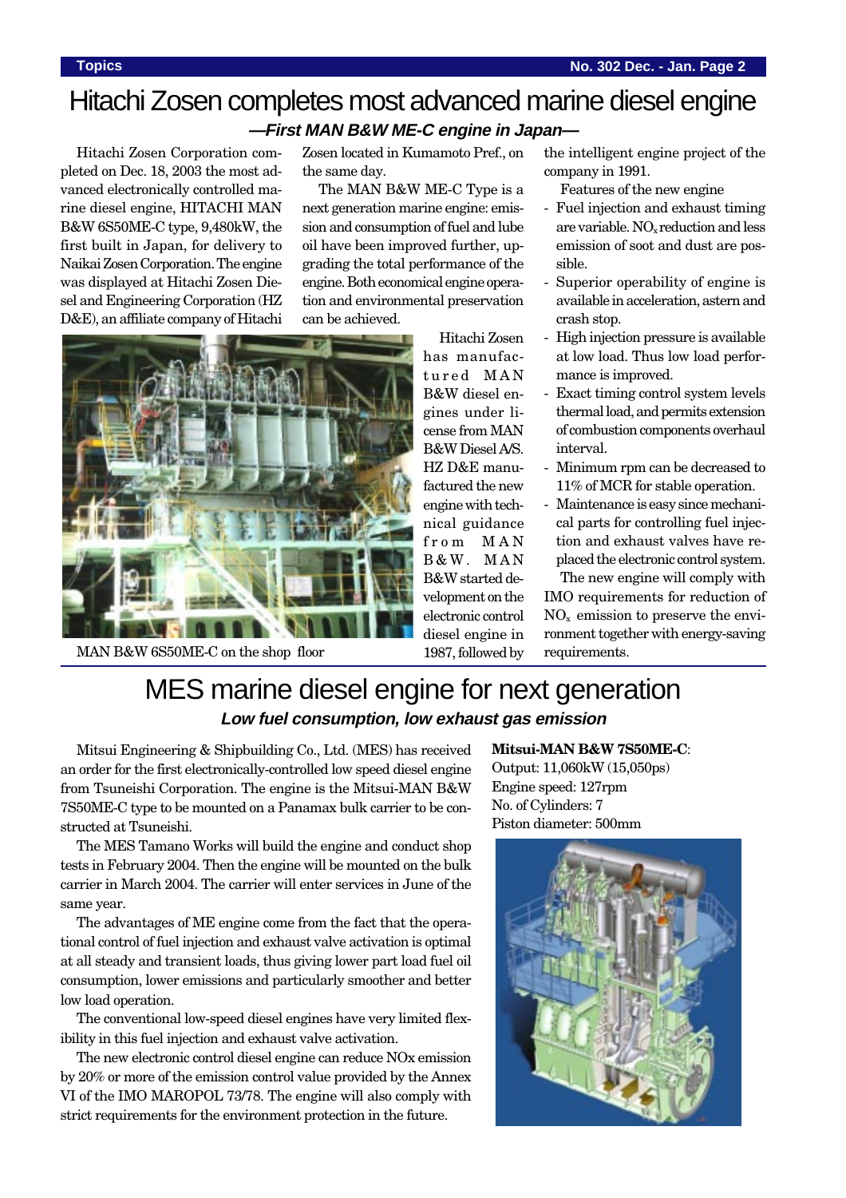# Hitachi Zosen completes most advanced marine diesel engine

**—*First MAN B&W ME-C engine in Japan*—**

Hitachi Zosen Corporation completed on Dec. 18, 2003 the most advanced electronically controlled marine diesel engine, HITACHI MAN B&W 6S50ME-C type, 9,480kW, the first built in Japan, for delivery to Naikai Zosen Corporation. The engine was displayed at Hitachi Zosen Diesel and Engineering Corporation (HZ D&E), an affiliate company of Hitachi Zosen located in Kumamoto Pref., on the same day.

The MAN B&W ME-C Type is a next generation marine engine: emission and consumption of fuel and lube oil have been improved further, upgrading the total performance of the engine. Both economical engine operation and environmental preservation can be achieved.

MAN B&W 6S50ME-C on the shop floor

Hitachi Zosen has manufactured MAN B&W diesel engines under license from MAN B&W Diesel A/S. HZ D&E manufactured the new engine with technical guidance from MAN B&W. MAN B&W started development on the electronic control diesel engine in 1987, followed by the intelligent engine project of the company in 1991.

Features of the new engine

- Fuel injection and exhaust timing are variable. $NO_x$ reduction and less emission of soot and dust are possible.
- Superior operability of engine is available in acceleration, astern and crash stop.
- High injection pressure is available at low load. Thus low load performance is improved.
- Exact timing control system levels thermal load, and permits extension of combustion components overhaul interval.
- Minimum rpm can be decreased to 11% of MCR for stable operation.
- Maintenance is easy since mechanical parts for controlling fuel injection and exhaust valves have replaced the electronic control system.

The new engine will comply with IMO requirements for reduction of $NO_x$ emission to preserve the environment together with energy-saving requirements.

# MES marine diesel engine for next generation

***Low fuel consumption, low exhaust gas emission***

Mitsui Engineering & Shipbuilding Co., Ltd. (MES) has received an order for the first electronically-controlled low speed diesel engine from Tsuneishi Corporation. The engine is the Mitsui-MAN B&W 7S50ME-C type to be mounted on a Panamax bulk carrier to be constructed at Tsuneishi.

The MES Tamano Works will build the engine and conduct shop tests in February 2004. Then the engine will be mounted on the bulk carrier in March 2004. The carrier will enter services in June of the same year.

The advantages of ME engine come from the fact that the operational control of fuel injection and exhaust valve activation is optimal at all steady and transient loads, thus giving lower part load fuel oil consumption, lower emissions and particularly smoother and better low load operation.

The conventional low-speed diesel engines have very limited flexibility in this fuel injection and exhaust valve activation.

The new electronic control diesel engine can reduce NOx emission by 20% or more of the emission control value provided by the Annex VI of the IMO MAROPOL 73/78. The engine will also comply with strict requirements for the environment protection in the future.

**Mitsui-MAN B&W 7S50ME-C**:
Output: 11,060kW (15,050ps)
Engine speed: 127rpm
No. of Cylinders: 7
Piston diameter: 500mm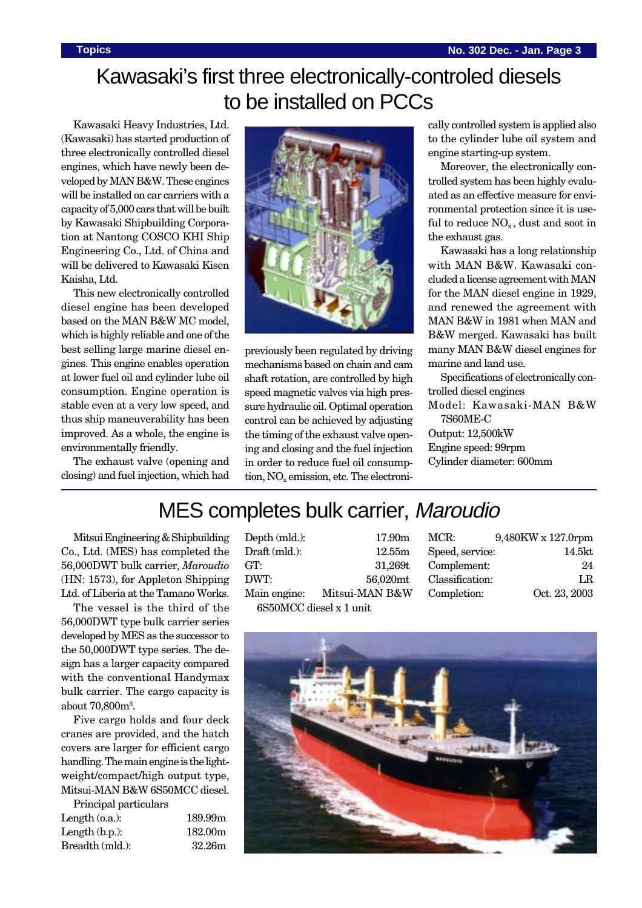# Kawasaki's first three electronically-controled diesels to be installed on PCCs

Kawasaki Heavy Industries, Ltd. (Kawasaki) has started production of three electronically controlled diesel engines, which have newly been developed by MAN B&W. These engines will be installed on car carriers with a capacity of 5,000 cars that will be built by Kawasaki Shipbuilding Corporation at Nantong COSCO KHI Ship Engineering Co., Ltd. of China and will be delivered to Kawasaki Kisen Kaisha, Ltd.

This new electronically controlled diesel engine has been developed based on the MAN B&W MC model, which is highly reliable and one of the best selling large marine diesel engines. This engine enables operation at lower fuel oil and cylinder lube oil consumption. Engine operation is stable even at a very low speed, and thus ship maneuverability has been improved. As a whole, the engine is environmentally friendly.

The exhaust valve (opening and closing) and fuel injection, which had previously been regulated by driving mechanisms based on chain and cam shaft rotation, are controlled by high speed magnetic valves via high pressure hydraulic oil. Optimal operation control can be achieved by adjusting the timing of the exhaust valve opening and closing and the fuel injection in order to reduce fuel oil consumption, $NO_x$ emission, etc. The electronically controlled system is applied also to the cylinder lube oil system and engine starting-up system.

Moreover, the electronically controlled system has been highly evaluated as an effective measure for environmental protection since it is useful to reduce $NO_x$, dust and soot in the exhaust gas.

Kawasaki has a long relationship with MAN B&W. Kawasaki concluded a license agreement with MAN for the MAN diesel engine in 1929, and renewed the agreement with MAN B&W in 1981 when MAN and B&W merged. Kawasaki has built many MAN B&W diesel engines for marine and land use.

Specifications of electronically controlled diesel engines

Model: Kawasaki-MAN B&W 7S60ME-C
Output: 12,500kW
Engine speed: 99rpm
Cylinder diameter: 600mm

# MES completes bulk carrier, *Maroudio*

Mitsui Engineering & Shipbuilding Co., Ltd. (MES) has completed the 56,000DWT bulk carrier, *Maroudio* (HN: 1573), for Appleton Shipping Ltd. of Liberia at the Tamano Works.

The vessel is the third of the 56,000DWT type bulk carrier series developed by MES as the successor to the 50,000DWT type series. The design has a larger capacity compared with the conventional Handymax bulk carrier. The cargo capacity is about 70,800m³.

Five cargo holds and four deck cranes are provided, and the hatch covers are larger for efficient cargo handling. The main engine is the lightweight/compact/high output type, Mitsui-MAN B&W 6S50MCC diesel.

Principal particulars

| | |
|---|---|
| Length (o.a.): | 189.99m |
| Length (b.p.): | 182.00m |
| Breadth (mld.): | 32.26m |
| Depth (mld.): | 17.90m |
| Draft (mld.): | 12.55m |
| GT: | 31,269t |
| DWT: | 56,020mt |
| Main engine: | Mitsui-MAN B&W 6S50MCC diesel x 1 unit |
| MCR: | 9,480KW x 127.0rpm |
| Speed, service: | 14.5kt |
| Complement: | 24 |
| Classification: | LR |
| Completion: | Oct. 23, 2003 |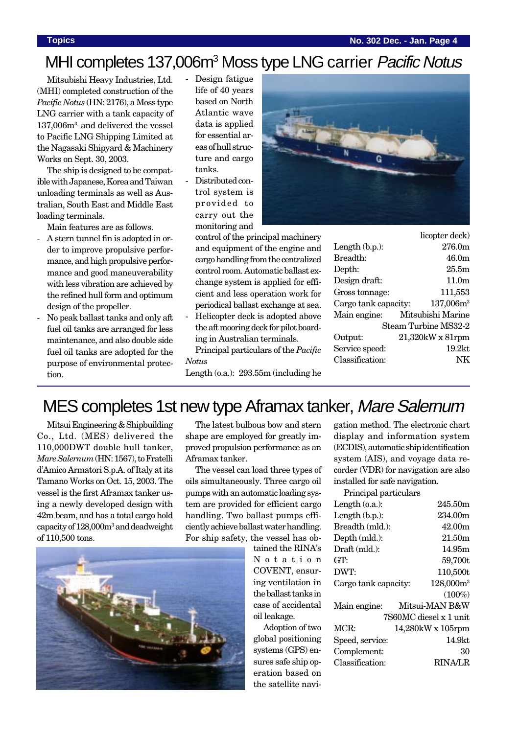# MHI completes 137,006m³ Moss type LNG carrier *Pacific Notus*

Mitsubishi Heavy Industries, Ltd. (MHI) completed construction of the *Pacific Notus* (HN: 2176), a Moss type LNG carrier with a tank capacity of 137,006m³, and delivered the vessel to Pacific LNG Shipping Limited at the Nagasaki Shipyard & Machinery Works on Sept. 30, 2003.

The ship is designed to be compatible with Japanese, Korea and Taiwan unloading terminals as well as Australian, South East and Middle East loading terminals.

Main features are as follows.

- A stern tunnel fin is adopted in order to improve propulsive performance, and high propulsive performance and good maneuverability with less vibration are achieved by the refined hull form and optimum design of the propeller.
- No peak ballast tanks and only aft fuel oil tanks are arranged for less maintenance, and also double side fuel oil tanks are adopted for the purpose of environmental protection.
- Design fatigue life of 40 years based on North Atlantic wave data is applied for essential areas of hull structure and cargo tanks.
- Distributed control system is provided to carry out the monitoring and control of the principal machinery and equipment of the engine and cargo handling from the centralized control room. Automatic ballast exchange system is applied for efficient and less operation work for periodical ballast exchange at sea.
- Helicopter deck is adopted above the aft mooring deck for pilot boarding in Australian terminals.

Principal particulars of the *Pacific Notus*

| | |
|---|---|
| Length (o.a.): | 293.55m (including helicopter deck) |
| Length (b.p.): | 276.0m |
| Breadth: | 46.0m |
| Depth: | 25.5m |
| Design draft: | 11.0m |
| Gross tonnage: | 111,553 |
| Cargo tank capacity: | 137,006m³ |
| Main engine: | Mitsubishi Marine Steam Turbine MS32-2 |
| Output: | 21,320kW x 81rpm |
| Service speed: | 19.2kt |
| Classification: | NK |

# MES completes 1st new type Aframax tanker, *Mare Salernum*

Mitsui Engineering & Shipbuilding Co., Ltd. (MES) delivered the 110,000DWT double hull tanker, *Mare Salernum* (HN: 1567), to Fratelli d'Amico Armatori S.p.A. of Italy at its Tamano Works on Oct. 15, 2003. The vessel is the first Aframax tanker using a newly developed design with 42m beam, and has a total cargo hold capacity of 128,000m³ and deadweight of 110,500 tons.

The latest bulbous bow and stern shape are employed for greatly improved propulsion performance as an Aframax tanker.

The vessel can load three types of oils simultaneously. Three cargo oil pumps with an automatic loading system are provided for efficient cargo handling. Two ballast pumps efficiently achieve ballast water handling. For ship safety, the vessel has obtained the RINA's Notation COVENT, ensuring ventilation in the ballast tanks in case of accidental oil leakage.

Adoption of two global positioning systems (GPS) ensures safe ship operation based on the satellite navigation method. The electronic chart display and information system (ECDIS), automatic ship identification system (AIS), and voyage data recorder (VDR) for navigation are also installed for safe navigation.

Principal particulars

| | |
|---|---|
| Length (o.a.): | 245.50m |
| Length (b.p.): | 234.00m |
| Breadth (mld.): | 42.00m |
| Depth (mld.): | 21.50m |
| Draft (mld.): | 14.95m |
| GT: | 59,700t |
| DWT: | 110,500t |
| Cargo tank capacity: | 128,000m³ (100%) |
| Main engine: | Mitsui-MAN B&W 7S60MC diesel x 1 unit |
| MCR: | 14,280kW x 105rpm |
| Speed, service: | 14.9kt |
| Complement: | 30 |
| Classification: | RINA/LR |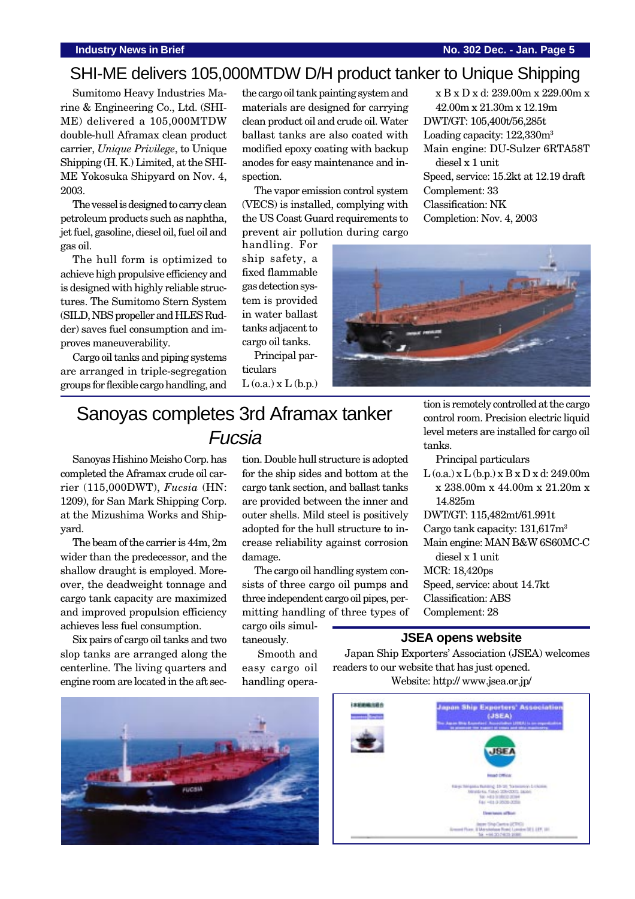## SHI-ME delivers 105,000MTDW D/H product tanker to Unique Shipping

Sumitomo Heavy Industries Marine & Engineering Co., Ltd. (SHI-ME) delivered a 105,000MTDW double-hull Aframax clean product carrier, *Unique Privilege*, to Unique Shipping (H. K.) Limited, at the SHI-ME Yokosuka Shipyard on Nov. 4, 2003.

The vessel is designed to carry clean petroleum products such as naphtha, jet fuel, gasoline, diesel oil, fuel oil and gas oil.

The hull form is optimized to achieve high propulsive efficiency and is designed with highly reliable structures. The Sumitomo Stern System (SILD, NBS propeller and HLES Rudder) saves fuel consumption and improves maneuverability.

Cargo oil tanks and piping systems are arranged in triple-segregation groups for flexible cargo handling, and the cargo oil tank painting system and materials are designed for carrying clean product oil and crude oil. Water ballast tanks are also coated with modified epoxy coating with backup anodes for easy maintenance and inspection.

The vapor emission control system (VECS) is installed, complying with the US Coast Guard requirements to prevent air pollution during cargo handling. For ship safety, a fixed flammable gas detection system is provided in water ballast tanks adjacent to cargo oil tanks.

Principal particulars

L (o.a.) x L (b.p.) x B x D x d: 239.00m x 229.00m x 42.00m x 21.30m x 12.19m
DWT/GT: 105,400t/56,285t
Loading capacity: 122,330m$^3$
Main engine: DU-Sulzer 6RTA58T diesel x 1 unit
Speed, service: 15.2kt at 12.19 draft
Complement: 33
Classification: NK
Completion: Nov. 4, 2003

## Sanoyas completes 3rd Aframax tanker *Fucsia*

Sanoyas Hishino Meisho Corp. has completed the Aframax crude oil carrier (115,000DWT), *Fucsia* (HN: 1209), for San Mark Shipping Corp. at the Mizushima Works and Shipyard.

The beam of the carrier is 44m, 2m wider than the predecessor, and the shallow draught is employed. Moreover, the deadweight tonnage and cargo tank capacity are maximized and improved propulsion efficiency achieves less fuel consumption.

Six pairs of cargo oil tanks and two slop tanks are arranged along the centerline. The living quarters and engine room are located in the aft section. Double hull structure is adopted for the ship sides and bottom at the cargo tank section, and ballast tanks are provided between the inner and outer shells. Mild steel is positively adopted for the hull structure to increase reliability against corrosion damage.

The cargo oil handling system consists of three cargo oil pumps and three independent cargo oil pipes, permitting handling of three types of cargo oils simultaneously.

Smooth and easy cargo oil handling operation is remotely controlled at the cargo control room. Precision electric liquid level meters are installed for cargo oil tanks.

Principal particulars

L (o.a.) x L (b.p.) x B x D x d: 249.00m x 238.00m x 44.00m x 21.20m x 14.825m
DWT/GT: 115,482mt/61.991t
Cargo tank capacity: 131,617m$^3$
Main engine: MAN B&W 6S60MC-C diesel x 1 unit
MCR: 18,420ps
Speed, service: about 14.7kt
Classification: ABS
Complement: 28

### JSEA opens website

Japan Ship Exporters' Association (JSEA) welcomes readers to our website that has just opened.

Website: http:// www.jsea.or.jp/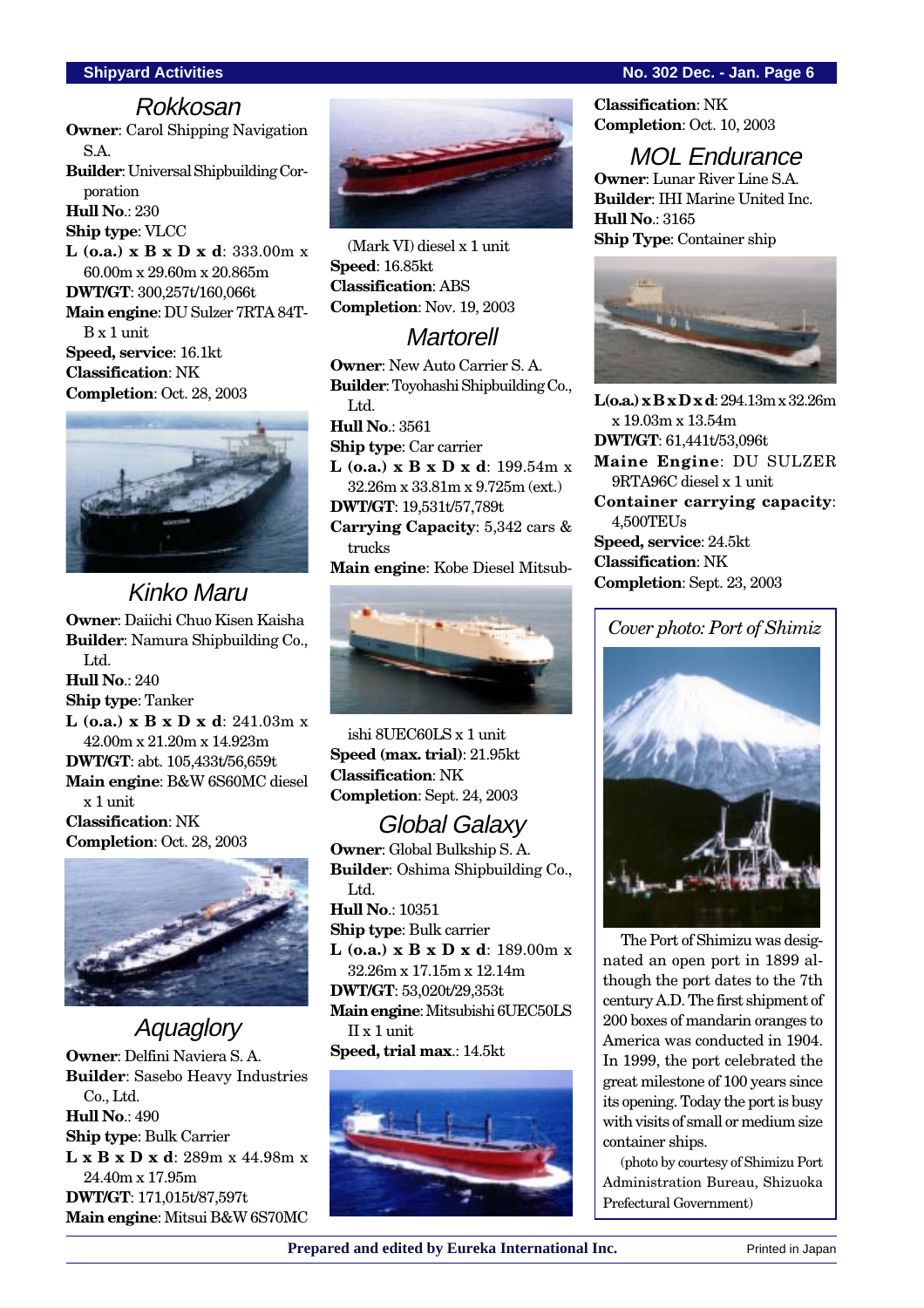## Rokkosan

**Owner**: Carol Shipping Navigation S.A.
**Builder**: Universal Shipbuilding Corporation
**Hull No.**: 230
**Ship type**: VLCC
**L (o.a.) x B x D x d**: 333.00m x 60.00m x 29.60m x 20.865m
**DWT/GT**: 300,257t/160,066t
**Main engine**: DU Sulzer 7RTA 84T-B x 1 unit
**Speed, service**: 16.1kt
**Classification**: NK
**Completion**: Oct. 28, 2003

## Kinko Maru

**Owner**: Daiichi Chuo Kisen Kaisha
**Builder**: Namura Shipbuilding Co., Ltd.
**Hull No.**: 240
**Ship type**: Tanker
**L (o.a.) x B x D x d**: 241.03m x 42.00m x 21.20m x 14.923m
**DWT/GT**: abt. 105,433t/56,659t
**Main engine**: B&W 6S60MC diesel x 1 unit
**Classification**: NK
**Completion**: Oct. 28, 2003

## Aquaglory

**Owner**: Delfini Naviera S. A.
**Builder**: Sasebo Heavy Industries Co., Ltd.
**Hull No.**: 490
**Ship type**: Bulk Carrier
**L x B x D x d**: 289m x 44.98m x 24.40m x 17.95m
**DWT/GT**: 171,015t/87,597t
**Main engine**: Mitsui B&W 6S70MC (Mark VI) diesel x 1 unit
**Speed**: 16.85kt
**Classification**: ABS
**Completion**: Nov. 19, 2003

## Martorell

**Owner**: New Auto Carrier S. A.
**Builder**: Toyohashi Shipbuilding Co., Ltd.
**Hull No.**: 3561
**Ship type**: Car carrier
**L (o.a.) x B x D x d**: 199.54m x 32.26m x 33.81m x 9.725m (ext.)
**DWT/GT**: 19,531t/57,789t
**Carrying Capacity**: 5,342 cars & trucks
**Main engine**: Kobe Diesel Mitsubishi 8UEC60LS x 1 unit
**Speed (max. trial)**: 21.95kt
**Classification**: NK
**Completion**: Sept. 24, 2003

## Global Galaxy

**Owner**: Global Bulkship S. A.
**Builder**: Oshima Shipbuilding Co., Ltd.
**Hull No.**: 10351
**Ship type**: Bulk carrier
**L (o.a.) x B x D x d**: 189.00m x 32.26m x 17.15m x 12.14m
**DWT/GT**: 53,020t/29,353t
**Main engine**: Mitsubishi 6UEC50LS II x 1 unit
**Speed, trial max.**: 14.5kt
**Classification**: NK
**Completion**: Oct. 10, 2003

## MOL Endurance

**Owner**: Lunar River Line S.A.
**Builder**: IHI Marine United Inc.
**Hull No.**: 3165
**Ship Type**: Container ship
**L(o.a.) x B x D x d**: 294.13m x 32.26m x 19.03m x 13.54m
**DWT/GT**: 61,441t/53,096t
**Maine Engine**: DU SULZER 9RTA96C diesel x 1 unit
**Container carrying capacity**: 4,500TEUs
**Speed, service**: 24.5kt
**Classification**: NK
**Completion**: Sept. 23, 2003

*Cover photo: Port of Shimiz*

The Port of Shimizu was designated an open port in 1899 although the port dates to the 7th century A.D. The first shipment of 200 boxes of mandarin oranges to America was conducted in 1904. In 1999, the port celebrated the great milestone of 100 years since its opening. Today the port is busy with visits of small or medium size container ships.

(photo by courtesy of Shimizu Port Administration Bureau, Shizuoka Prefectural Government)

**Prepared and edited by Eureka International Inc.**

Printed in Japan